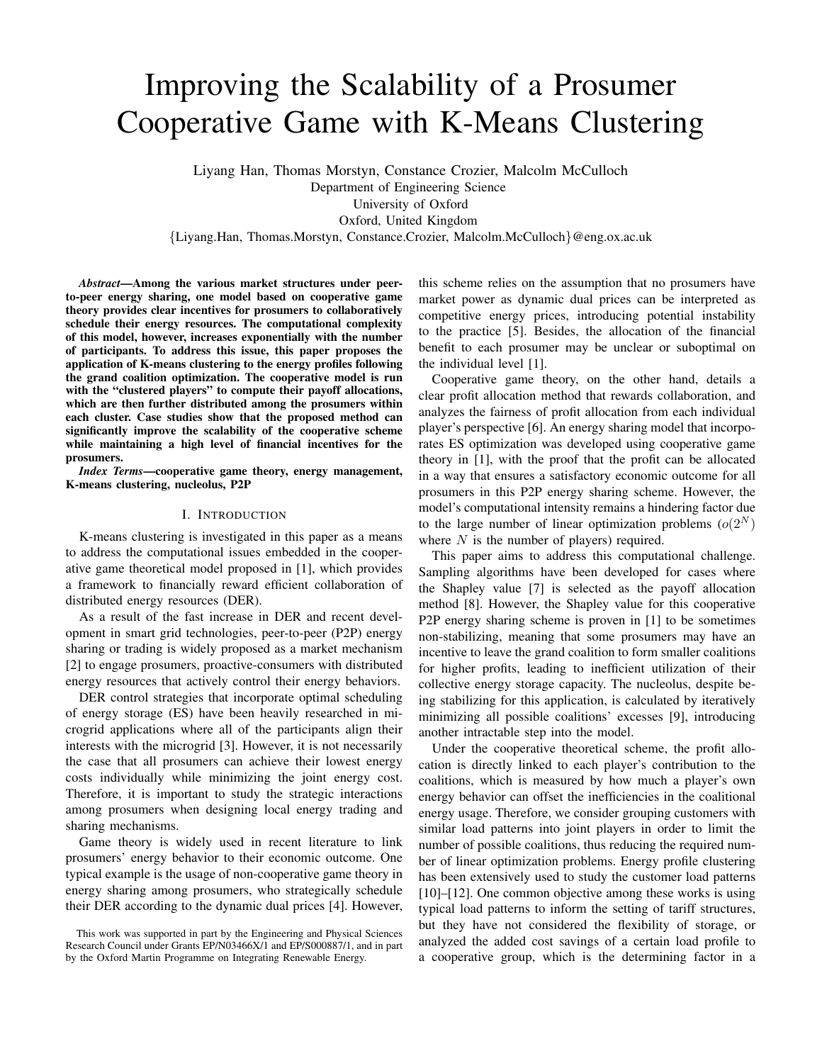# Improving the Scalability of a Prosumer Cooperative Game with K-Means Clustering

Liyang Han, Thomas Morstyn, Constance Crozier, Malcolm McCulloch
Department of Engineering Science
University of Oxford
Oxford, United Kingdom
{Liyang.Han, Thomas.Morstyn, Constance.Crozier, Malcolm.McCulloch}@eng.ox.ac.uk

***Abstract*—Among the various market structures under peer-to-peer energy sharing, one model based on cooperative game theory provides clear incentives for prosumers to collaboratively schedule their energy resources. The computational complexity of this model, however, increases exponentially with the number of participants. To address this issue, this paper proposes the application of K-means clustering to the energy profiles following the grand coalition optimization. The cooperative model is run with the "clustered players" to compute their payoff allocations, which are then further distributed among the prosumers within each cluster. Case studies show that the proposed method can significantly improve the scalability of the cooperative scheme while maintaining a high level of financial incentives for the prosumers.**

***Index Terms*—cooperative game theory, energy management, K-means clustering, nucleolus, P2P**

## I. Introduction

K-means clustering is investigated in this paper as a means to address the computational issues embedded in the cooperative game theoretical model proposed in [1], which provides a framework to financially reward efficient collaboration of distributed energy resources (DER).

As a result of the fast increase in DER and recent development in smart grid technologies, peer-to-peer (P2P) energy sharing or trading is widely proposed as a market mechanism [2] to engage prosumers, proactive-consumers with distributed energy resources that actively control their energy behaviors.

DER control strategies that incorporate optimal scheduling of energy storage (ES) have been heavily researched in microgrid applications where all of the participants align their interests with the microgrid [3]. However, it is not necessarily the case that all prosumers can achieve their lowest energy costs individually while minimizing the joint energy cost. Therefore, it is important to study the strategic interactions among prosumers when designing local energy trading and sharing mechanisms.

Game theory is widely used in recent literature to link prosumers' energy behavior to their economic outcome. One typical example is the usage of non-cooperative game theory in energy sharing among prosumers, who strategically schedule their DER according to the dynamic dual prices [4]. However, this scheme relies on the assumption that no prosumers have market power as dynamic dual prices can be interpreted as competitive energy prices, introducing potential instability to the practice [5]. Besides, the allocation of the financial benefit to each prosumer may be unclear or suboptimal on the individual level [1].

Cooperative game theory, on the other hand, details a clear profit allocation method that rewards collaboration, and analyzes the fairness of profit allocation from each individual player's perspective [6]. An energy sharing model that incorporates ES optimization was developed using cooperative game theory in [1], with the proof that the profit can be allocated in a way that ensures a satisfactory economic outcome for all prosumers in this P2P energy sharing scheme. However, the model's computational intensity remains a hindering factor due to the large number of linear optimization problems ($o(2^N)$ where $N$ is the number of players) required.

This paper aims to address this computational challenge. Sampling algorithms have been developed for cases where the Shapley value [7] is selected as the payoff allocation method [8]. However, the Shapley value for this cooperative P2P energy sharing scheme is proven in [1] to be sometimes non-stabilizing, meaning that some prosumers may have an incentive to leave the grand coalition to form smaller coalitions for higher profits, leading to inefficient utilization of their collective energy storage capacity. The nucleolus, despite being stabilizing for this application, is calculated by iteratively minimizing all possible coalitions' excesses [9], introducing another intractable step into the model.

Under the cooperative theoretical scheme, the profit allocation is directly linked to each player's contribution to the coalitions, which is measured by how much a player's own energy behavior can offset the inefficiencies in the coalitional energy usage. Therefore, we consider grouping customers with similar load patterns into joint players in order to limit the number of possible coalitions, thus reducing the required number of linear optimization problems. Energy profile clustering has been extensively used to study the customer load patterns [10]–[12]. One common objective among these works is using typical load patterns to inform the setting of tariff structures, but they have not considered the flexibility of storage, or analyzed the added cost savings of a certain load profile to a cooperative group, which is the determining factor in a

This work was supported in part by the Engineering and Physical Sciences Research Council under Grants EP/N03466X/1 and EP/S000887/1, and in part by the Oxford Martin Programme on Integrating Renewable Energy.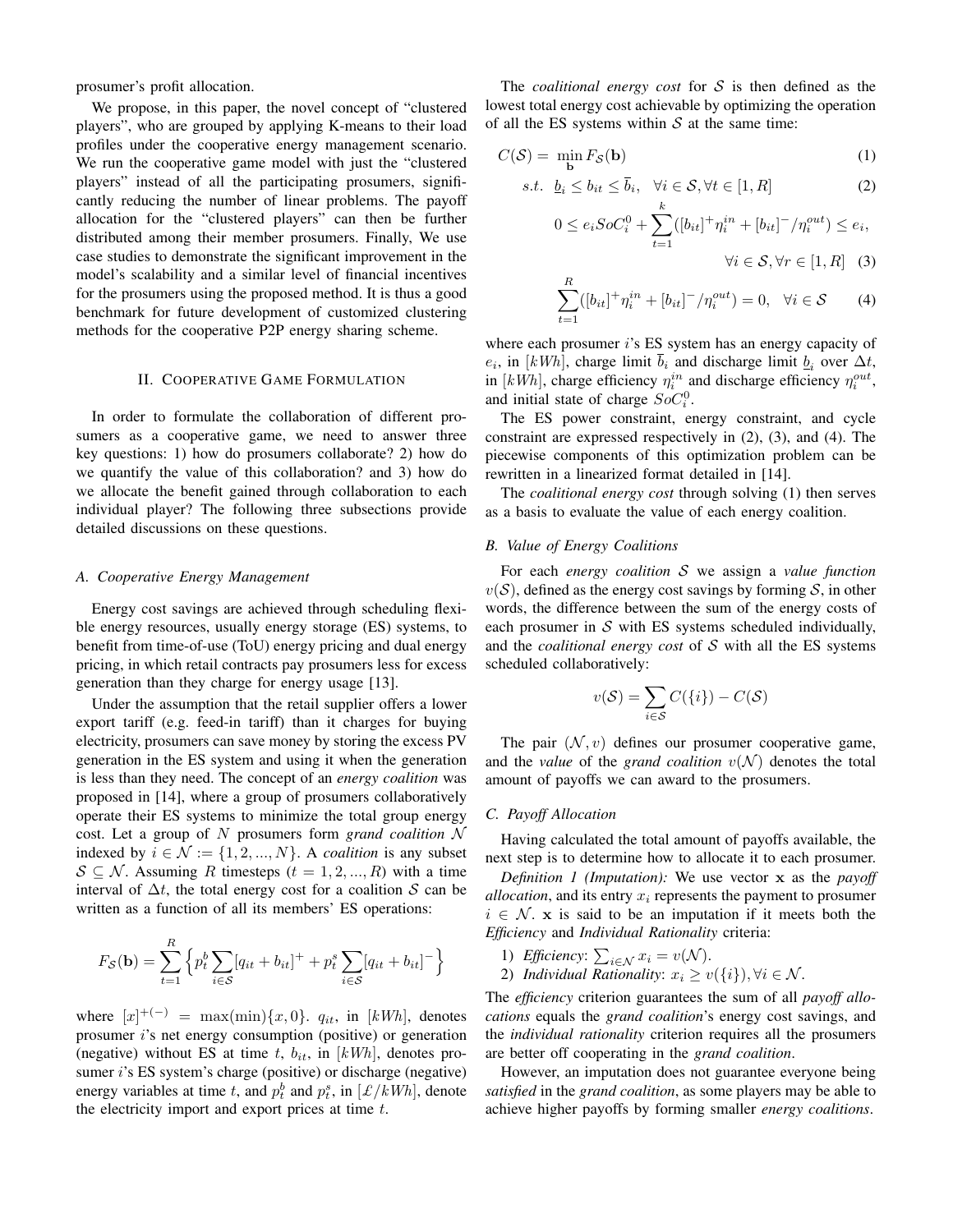prosumer's profit allocation.

We propose, in this paper, the novel concept of "clustered players", who are grouped by applying K-means to their load profiles under the cooperative energy management scenario. We run the cooperative game model with just the "clustered players" instead of all the participating prosumers, significantly reducing the number of linear problems. The payoff allocation for the "clustered players" can then be further distributed among their member prosumers. Finally, We use case studies to demonstrate the significant improvement in the model's scalability and a similar level of financial incentives for the prosumers using the proposed method. It is thus a good benchmark for future development of customized clustering methods for the cooperative P2P energy sharing scheme.

## II. Cooperative Game Formulation

In order to formulate the collaboration of different prosumers as a cooperative game, we need to answer three key questions: 1) how do prosumers collaborate? 2) how do we quantify the value of this collaboration? and 3) how do we allocate the benefit gained through collaboration to each individual player? The following three subsections provide detailed discussions on these questions.

### A. Cooperative Energy Management

Energy cost savings are achieved through scheduling flexible energy resources, usually energy storage (ES) systems, to benefit from time-of-use (ToU) energy pricing and dual energy pricing, in which retail contracts pay prosumers less for excess generation than they charge for energy usage [13].

Under the assumption that the retail supplier offers a lower export tariff (e.g. feed-in tariff) than it charges for buying electricity, prosumers can save money by storing the excess PV generation in the ES system and using it when the generation is less than they need. The concept of an *energy coalition* was proposed in [14], where a group of prosumers collaboratively operate their ES systems to minimize the total group energy cost. Let a group of $N$ prosumers form *grand coalition* $\mathcal{N}$ indexed by $i \in \mathcal{N} := \{1, 2, ..., N\}$. A *coalition* is any subset $\mathcal{S} \subseteq \mathcal{N}$. Assuming $R$ timesteps ($t = 1, 2, ..., R$) with a time interval of $\Delta t$, the total energy cost for a coalition $\mathcal{S}$ can be written as a function of all its members' ES operations:

$$F_{\mathcal{S}}(\mathbf{b}) = \sum_{t=1}^{R} \Big\{ p_t^b \sum_{i \in \mathcal{S}} [q_{it} + b_{it}]^+ + p_t^s \sum_{i \in \mathcal{S}} [q_{it} + b_{it}]^- \Big\}$$

where $[x]^{+(-)} = \max(\min)\{x, 0\}$. $q_{it}$, in $[kWh]$, denotes prosumer $i$'s net energy consumption (positive) or generation (negative) without ES at time $t$, $b_{it}$, in $[kWh]$, denotes prosumer $i$'s ES system's charge (positive) or discharge (negative) energy variables at time $t$, and $p_t^b$ and $p_t^s$, in $[£/kWh]$, denote the electricity import and export prices at time $t$.

The *coalitional energy cost* for $\mathcal{S}$ is then defined as the lowest total energy cost achievable by optimizing the operation of all the ES systems within $\mathcal{S}$ at the same time:

$$C(\mathcal{S}) = \min_{\mathbf{b}} F_{\mathcal{S}}(\mathbf{b}) \tag{1}$$

$$s.t. \quad \underline{b}_i \leq b_{it} \leq \overline{b}_i, \quad \forall i \in \mathcal{S}, \forall t \in [1, R] \tag{2}$$

$$0 \leq e_i SoC_i^0 + \sum_{t=1}^{k} ([b_{it}]^+ \eta_i^{in} + [b_{it}]^- / \eta_i^{out}) \leq e_i, \quad \forall i \in \mathcal{S}, \forall r \in [1, R] \tag{3}$$

$$\sum_{t=1}^{R} ([b_{it}]^+ \eta_i^{in} + [b_{it}]^- / \eta_i^{out}) = 0, \quad \forall i \in \mathcal{S} \tag{4}$$

where each prosumer $i$'s ES system has an energy capacity of $e_i$, in $[kWh]$, charge limit $\overline{b}_i$ and discharge limit $\underline{b}_i$ over $\Delta t$, in $[kWh]$, charge efficiency $\eta_i^{in}$ and discharge efficiency $\eta_i^{out}$, and initial state of charge $SoC_i^0$.

The ES power constraint, energy constraint, and cycle constraint are expressed respectively in (2), (3), and (4). The piecewise components of this optimization problem can be rewritten in a linearized format detailed in [14].

The *coalitional energy cost* through solving (1) then serves as a basis to evaluate the value of each energy coalition.

### B. Value of Energy Coalitions

For each *energy coalition* $\mathcal{S}$ we assign a *value function* $v(\mathcal{S})$, defined as the energy cost savings by forming $\mathcal{S}$, in other words, the difference between the sum of the energy costs of each prosumer in $\mathcal{S}$ with ES systems scheduled individually, and the *coalitional energy cost* of $\mathcal{S}$ with all the ES systems scheduled collaboratively:

$$v(\mathcal{S}) = \sum_{i \in \mathcal{S}} C(\{i\}) - C(\mathcal{S})$$

The pair $(\mathcal{N}, v)$ defines our prosumer cooperative game, and the *value* of the *grand coalition* $v(\mathcal{N})$ denotes the total amount of payoffs we can award to the prosumers.

### C. Payoff Allocation

Having calculated the total amount of payoffs available, the next step is to determine how to allocate it to each prosumer.

*Definition 1 (Imputation):* We use vector $\mathbf{x}$ as the *payoff allocation*, and its entry $x_i$ represents the payment to prosumer $i \in \mathcal{N}$. $\mathbf{x}$ is said to be an imputation if it meets both the *Efficiency* and *Individual Rationality* criteria:

1) *Efficiency*: $\sum_{i \in \mathcal{N}} x_i = v(\mathcal{N})$.
2) *Individual Rationality*: $x_i \geq v(\{i\}), \forall i \in \mathcal{N}$.

The *efficiency* criterion guarantees the sum of all *payoff allocations* equals the *grand coalition*'s energy cost savings, and the *individual rationality* criterion requires all the prosumers are better off cooperating in the *grand coalition*.

However, an imputation does not guarantee everyone being *satisfied* in the *grand coalition*, as some players may be able to achieve higher payoffs by forming smaller *energy coalitions*.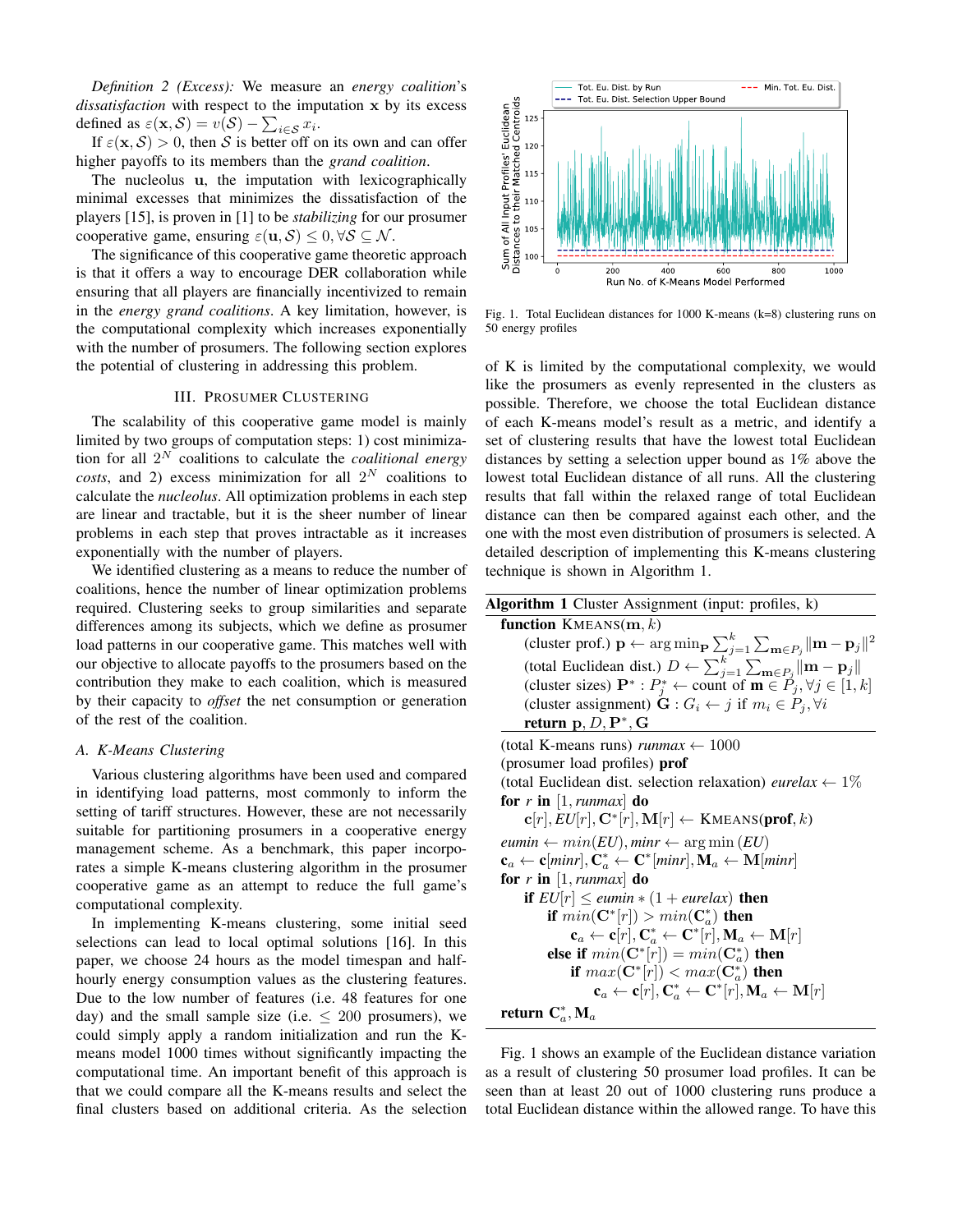*Definition 2 (Excess):* We measure an *energy coalition*'s *dissatisfaction* with respect to the imputation $\mathbf{x}$ by its excess defined as $\varepsilon(\mathbf{x}, \mathcal{S}) = v(\mathcal{S}) - \sum_{i \in \mathcal{S}} x_i$.

If $\varepsilon(\mathbf{x}, \mathcal{S}) > 0$, then $\mathcal{S}$ is better off on its own and can offer higher payoffs to its members than the *grand coalition*.

The nucleolus $\mathbf{u}$, the imputation with lexicographically minimal excesses that minimizes the dissatisfaction of the players [15], is proven in [1] to be *stabilizing* for our prosumer cooperative game, ensuring $\varepsilon(\mathbf{u}, \mathcal{S}) \leq 0, \forall \mathcal{S} \subseteq \mathcal{N}$.

The significance of this cooperative game theoretic approach is that it offers a way to encourage DER collaboration while ensuring that all players are financially incentivized to remain in the *energy grand coalitions*. A key limitation, however, is the computational complexity which increases exponentially with the number of prosumers. The following section explores the potential of clustering in addressing this problem.

## III. Prosumer Clustering

The scalability of this cooperative game model is mainly limited by two groups of computation steps: 1) cost minimization for all $2^N$ coalitions to calculate the *coalitional energy costs*, and 2) excess minimization for all $2^N$ coalitions to calculate the *nucleolus*. All optimization problems in each step are linear and tractable, but it is the sheer number of linear problems in each step that proves intractable as it increases exponentially with the number of players.

We identified clustering as a means to reduce the number of coalitions, hence the number of linear optimization problems required. Clustering seeks to group similarities and separate differences among its subjects, which we define as prosumer load patterns in our cooperative game. This matches well with our objective to allocate payoffs to the prosumers based on the contribution they make to each coalition, which is measured by their capacity to *offset* the net consumption or generation of the rest of the coalition.

### A. K-Means Clustering

Various clustering algorithms have been used and compared in identifying load patterns, most commonly to inform the setting of tariff structures. However, these are not necessarily suitable for partitioning prosumers in a cooperative energy management scheme. As a benchmark, this paper incorporates a simple K-means clustering algorithm in the prosumer cooperative game as an attempt to reduce the full game's computational complexity.

In implementing K-means clustering, some initial seed selections can lead to local optimal solutions [16]. In this paper, we choose 24 hours as the model timespan and half-hourly energy consumption values as the clustering features. Due to the low number of features (i.e. 48 features for one day) and the small sample size (i.e. $\leq$ 200 prosumers), we could simply apply a random initialization and run the K-means model 1000 times without significantly impacting the computational time. An important benefit of this approach is that we could compare all the K-means results and select the final clusters based on additional criteria. As the selection of K is limited by the computational complexity, we would like the prosumers as evenly represented in the clusters as possible. Therefore, we choose the total Euclidean distance of each K-means model's result as a metric, and identify a set of clustering results that have the lowest total Euclidean distances by setting a selection upper bound as 1% above the lowest total Euclidean distance of all runs. All the clustering results that fall within the relaxed range of total Euclidean distance can then be compared against each other, and the one with the most even distribution of prosumers is selected. A detailed description of implementing this K-means clustering technique is shown in Algorithm 1.

Fig. 1. Total Euclidean distances for 1000 K-means (k=8) clustering runs on 50 energy profiles

**Algorithm 1** Cluster Assignment (input: profiles, k)

```
function KMEANS(m, k)
    (cluster prof.) p ← arg min_P Σ_{j=1}^{k} Σ_{m∈P_j} ||m − p_j||^2
    (total Euclidean dist.) D ← Σ_{j=1}^{k} Σ_{m∈P_j} ||m − p_j||
    (cluster sizes) P* : P*_j ← count of m ∈ P_j, ∀j ∈ [1, k]
    (cluster assignment) G : G_i ← j if m_i ∈ P_j, ∀i
    return p, D, P*, G
(total K-means runs) runmax ← 1000
(prosumer load profiles) prof
(total Euclidean dist. selection relaxation) eurelax ← 1%
for r in [1, runmax] do
    c[r], EU[r], C*[r], M[r] ← KMEANS(prof, k)
eumin ← min(EU), minr ← arg min (EU)
c_a ← c[minr], C*_a ← C*[minr], M_a ← M[minr]
for r in [1, runmax] do
    if EU[r] ≤ eumin * (1 + eurelax) then
        if min(C*[r]) > min(C*_a) then
            c_a ← c[r], C*_a ← C*[r], M_a ← M[r]
        else if min(C*[r]) = min(C*_a) then
            if max(C*[r]) < max(C*_a) then
                c_a ← c[r], C*_a ← C*[r], M_a ← M[r]
return C*_a, M_a
```

Fig. 1 shows an example of the Euclidean distance variation as a result of clustering 50 prosumer load profiles. It can be seen than at least 20 out of 1000 clustering runs produce a total Euclidean distance within the allowed range. To have this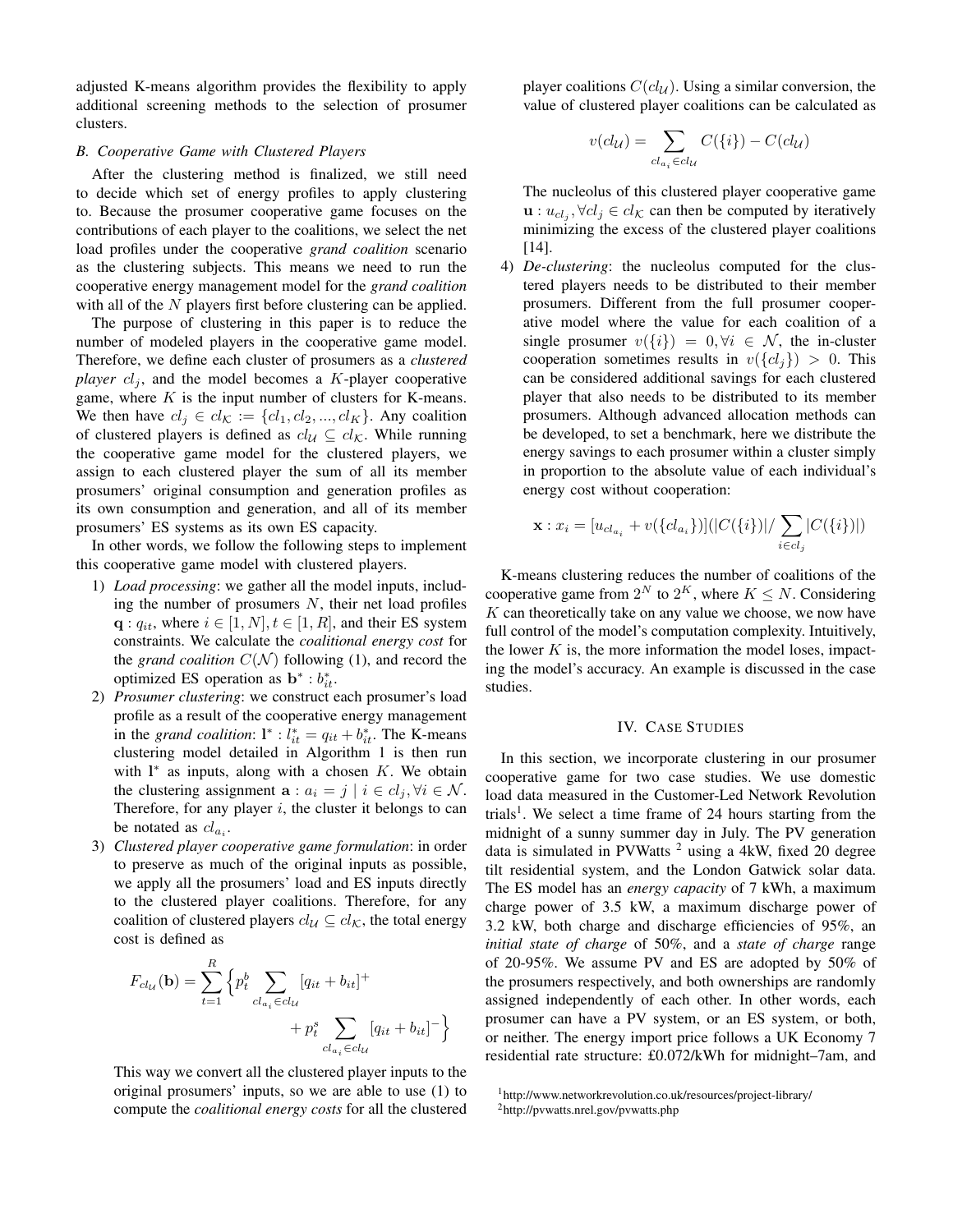adjusted K-means algorithm provides the flexibility to apply additional screening methods to the selection of prosumer clusters.

### B. Cooperative Game with Clustered Players

After the clustering method is finalized, we still need to decide which set of energy profiles to apply clustering to. Because the prosumer cooperative game focuses on the contributions of each player to the coalitions, we select the net load profiles under the cooperative *grand coalition* scenario as the clustering subjects. This means we need to run the cooperative energy management model for the *grand coalition* with all of the $N$ players first before clustering can be applied.

The purpose of clustering in this paper is to reduce the number of modeled players in the cooperative game model. Therefore, we define each cluster of prosumers as a *clustered player* $cl_j$, and the model becomes a $K$-player cooperative game, where $K$ is the input number of clusters for K-means. We then have $cl_j \in cl_{\mathcal{K}} := \{cl_1, cl_2, ..., cl_K\}$. Any coalition of clustered players is defined as $cl_{\mathcal{U}} \subseteq cl_{\mathcal{K}}$. While running the cooperative game model for the clustered players, we assign to each clustered player the sum of all its member prosumers' original consumption and generation profiles as its own consumption and generation, and all of its member prosumers' ES systems as its own ES capacity.

In other words, we follow the following steps to implement this cooperative game model with clustered players.

1) *Load processing*: we gather all the model inputs, including the number of prosumers $N$, their net load profiles $\mathbf{q} : q_{it}$, where $i \in [1, N], t \in [1, R]$, and their ES system constraints. We calculate the *coalitional energy cost* for the *grand coalition* $C(\mathcal{N})$ following (1), and record the optimized ES operation as $\mathbf{b}^* : b^*_{it}$.
2) *Prosumer clustering*: we construct each prosumer's load profile as a result of the cooperative energy management in the *grand coalition*: $\mathbf{l}^* : l^*_{it} = q_{it} + b^*_{it}$. The K-means clustering model detailed in Algorithm 1 is then run with $\mathbf{l}^*$ as inputs, along with a chosen $K$. We obtain the clustering assignment $\mathbf{a} : a_i = j \mid i \in cl_j, \forall i \in \mathcal{N}$. Therefore, for any player $i$, the cluster it belongs to can be notated as $cl_{a_i}$.
3) *Clustered player cooperative game formulation*: in order to preserve as much of the original inputs as possible, we apply all the prosumers' load and ES inputs directly to the clustered player coalitions. Therefore, for any coalition of clustered players $cl_{\mathcal{U}} \subseteq cl_{\mathcal{K}}$, the total energy cost is defined as

$$F_{cl_{\mathcal{U}}}(\mathbf{b}) = \sum_{t=1}^{R} \Big\{ p^b_t \sum_{cl_{a_i} \in cl_{\mathcal{U}}} [q_{it} + b_{it}]^+ + p^s_t \sum_{cl_{a_i} \in cl_{\mathcal{U}}} [q_{it} + b_{it}]^- \Big\}$$

This way we convert all the clustered player inputs to the original prosumers' inputs, so we are able to use (1) to compute the *coalitional energy costs* for all the clustered player coalitions $C(cl_{\mathcal{U}})$. Using a similar conversion, the value of clustered player coalitions can be calculated as

$$v(cl_{\mathcal{U}}) = \sum_{cl_{a_i} \in cl_{\mathcal{U}}} C(\{i\}) - C(cl_{\mathcal{U}})$$

The nucleolus of this clustered player cooperative game $\mathbf{u} : u_{cl_j}, \forall cl_j \in cl_{\mathcal{K}}$ can then be computed by iteratively minimizing the excess of the clustered player coalitions [14].
4) *De-clustering*: the nucleolus computed for the clustered players needs to be distributed to their member prosumers. Different from the full prosumer cooperative model where the value for each coalition of a single prosumer $v(\{i\}) = 0, \forall i \in \mathcal{N}$, the in-cluster cooperation sometimes results in $v(\{cl_j\}) > 0$. This can be considered additional savings for each clustered player that also needs to be distributed to its member prosumers. Although advanced allocation methods can be developed, to set a benchmark, here we distribute the energy savings to each prosumer within a cluster simply in proportion to the absolute value of each individual's energy cost without cooperation:

$$\mathbf{x} : x_i = [u_{cl_{a_i}} + v(\{cl_{a_i}\})](|C(\{i\})| / \sum_{i \in cl_j} |C(\{i\})|)$$

K-means clustering reduces the number of coalitions of the cooperative game from $2^N$ to $2^K$, where $K \leq N$. Considering $K$ can theoretically take on any value we choose, we now have full control of the model's computation complexity. Intuitively, the lower $K$ is, the more information the model loses, impacting the model's accuracy. An example is discussed in the case studies.

## IV. Case Studies

In this section, we incorporate clustering in our prosumer cooperative game for two case studies. We use domestic load data measured in the Customer-Led Network Revolution trials[1]. We select a time frame of 24 hours starting from the midnight of a sunny summer day in July. The PV generation data is simulated in PVWatts [2] using a 4kW, fixed 20 degree tilt residential system, and the London Gatwick solar data. The ES model has an *energy capacity* of 7 kWh, a maximum charge power of 3.5 kW, a maximum discharge power of 3.2 kW, both charge and discharge efficiencies of 95%, an *initial state of charge* of 50%, and a *state of charge* range of 20-95%. We assume PV and ES are adopted by 50% of the prosumers respectively, and both ownerships are randomly assigned independently of each other. In other words, each prosumer can have a PV system, or an ES system, or both, or neither. The energy import price follows a UK Economy 7 residential rate structure: £0.072/kWh for midnight–7am, and

[1] http://www.networkrevolution.co.uk/resources/project-library/

[2] http://pvwatts.nrel.gov/pvwatts.php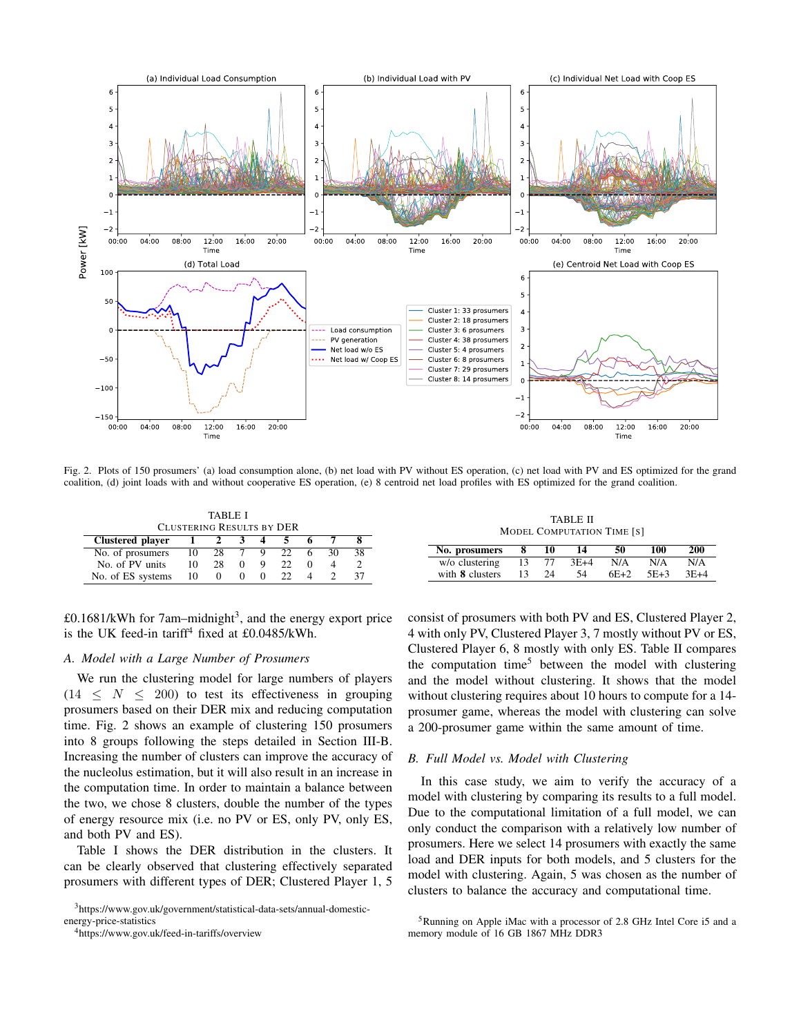Fig. 2. Plots of 150 prosumers' (a) load consumption alone, (b) net load with PV without ES operation, (c) net load with PV and ES optimized for the grand coalition, (d) joint loads with and without cooperative ES operation, (e) 8 centroid net load profiles with ES optimized for the grand coalition.

TABLE I
CLUSTERING RESULTS BY DER

| Clustered player | 1 | 2 | 3 | 4 | 5 | 6 | 7 | 8 |
|---|---|---|---|---|---|---|---|---|
| No. of prosumers | 10 | 28 | 7 | 9 | 22 | 6 | 30 | 38 |
| No. of PV units | 10 | 28 | 0 | 9 | 22 | 0 | 4 | 2 |
| No. of ES systems | 10 | 0 | 0 | 0 | 22 | 4 | 2 | 37 |

TABLE II
MODEL COMPUTATION TIME [S]

| No. prosumers | 8 | 10 | 14 | 50 | 100 | 200 |
|---|---|---|---|---|---|---|
| w/o clustering | 13 | 77 | 3E+4 | N/A | N/A | N/A |
| with **8** clusters | 13 | 24 | 54 | 6E+2 | 5E+3 | 3E+4 |

£0.1681/kWh for 7am–midnight[3], and the energy export price is the UK feed-in tariff[4] fixed at £0.0485/kWh.

### *A. Model with a Large Number of Prosumers*

We run the clustering model for large numbers of players ($14 \leq N \leq 200$) to test its effectiveness in grouping prosumers based on their DER mix and reducing computation time. Fig. 2 shows an example of clustering 150 prosumers into 8 groups following the steps detailed in Section III-B. Increasing the number of clusters can improve the accuracy of the nucleolus estimation, but it will also result in an increase in the computation time. In order to maintain a balance between the two, we chose 8 clusters, double the number of the types of energy resource mix (i.e. no PV or ES, only PV, only ES, and both PV and ES).

Table I shows the DER distribution in the clusters. It can be clearly observed that clustering effectively separated prosumers with different types of DER; Clustered Player 1, 5 consist of prosumers with both PV and ES, Clustered Player 2, 4 with only PV, Clustered Player 3, 7 mostly without PV or ES, Clustered Player 6, 8 mostly with only ES. Table II compares the computation time[5] between the model with clustering and the model without clustering. It shows that the model without clustering requires about 10 hours to compute for a 14-prosumer game, whereas the model with clustering can solve a 200-prosumer game within the same amount of time.

### *B. Full Model vs. Model with Clustering*

In this case study, we aim to verify the accuracy of a model with clustering by comparing its results to a full model. Due to the computational limitation of a full model, we can only conduct the comparison with a relatively low number of prosumers. Here we select 14 prosumers with exactly the same load and DER inputs for both models, and 5 clusters for the model with clustering. Again, 5 was chosen as the number of clusters to balance the accuracy and computational time.

[3]https://www.gov.uk/government/statistical-data-sets/annual-domestic-energy-price-statistics

[4]https://www.gov.uk/feed-in-tariffs/overview

[5]Running on Apple iMac with a processor of 2.8 GHz Intel Core i5 and a memory module of 16 GB 1867 MHz DDR3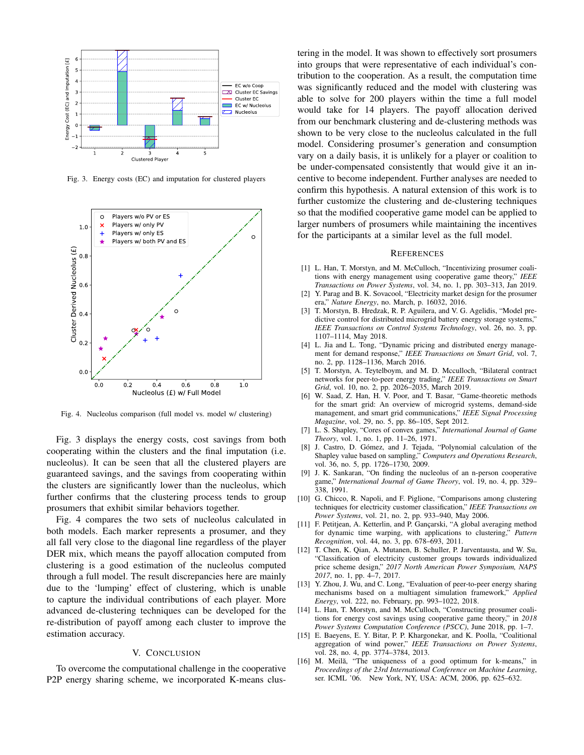Energy Cost (EC) and Imputation [£]

6
5
4
3
2
1
0
−1
−2

1 2 3 4 5

Clustered Player

EC w/o Coop
Cluster EC Savings
Cluster EC
EC w/ Nucleolus
Nucleolus

Fig. 3. Energy costs (EC) and imputation for clustered players

Players w/o PV or ES
Players w/ only PV
Players w/ only ES
Players w/ both PV and ES

Cluster Derived Nucleolus (£)

1.0
0.8
0.6
0.4
0.2
0.0

0.0 0.2 0.4 0.6 0.8 1.0

Nucleolus (£) w/ Full Model

Fig. 4. Nucleolus comparison (full model vs. model w/ clustering)

Fig. 3 displays the energy costs, cost savings from both cooperating within the clusters and the final imputation (i.e. nucleolus). It can be seen that all the clustered players are guaranteed savings, and the savings from cooperating within the clusters are significantly lower than the nucleolus, which further confirms that the clustering process tends to group prosumers that exhibit similar behaviors together.

Fig. 4 compares the two sets of nucleolus calculated in both models. Each marker represents a prosumer, and they all fall very close to the diagonal line regardless of the player DER mix, which means the payoff allocation computed from clustering is a good estimation of the nucleolus computed through a full model. The result discrepancies here are mainly due to the 'lumping' effect of clustering, which is unable to capture the individual contributions of each player. More advanced de-clustering techniques can be developed for the re-distribution of payoff among each cluster to improve the estimation accuracy.

## V. Conclusion

To overcome the computational challenge in the cooperative P2P energy sharing scheme, we incorporated K-means clustering in the model. It was shown to effectively sort prosumers into groups that were representative of each individual's contribution to the cooperation. As a result, the computation time was significantly reduced and the model with clustering was able to solve for 200 players within the time a full model would take for 14 players. The payoff allocation derived from our benchmark clustering and de-clustering methods was shown to be very close to the nucleolus calculated in the full model. Considering prosumer's generation and consumption vary on a daily basis, it is unlikely for a player or coalition to be under-compensated consistently that would give it an incentive to become independent. Further analyses are needed to confirm this hypothesis. A natural extension of this work is to further customize the clustering and de-clustering techniques so that the modified cooperative game model can be applied to larger numbers of prosumers while maintaining the incentives for the participants at a similar level as the full model.

## References

[1] L. Han, T. Morstyn, and M. McCulloch, "Incentivizing prosumer coalitions with energy management using cooperative game theory," *IEEE Transactions on Power Systems*, vol. 34, no. 1, pp. 303–313, Jan 2019.

[2] Y. Parag and B. K. Sovacool, "Electricity market design for the prosumer era," *Nature Energy*, no. March, p. 16032, 2016.

[3] T. Morstyn, B. Hredzak, R. P. Aguilera, and V. G. Agelidis, "Model predictive control for distributed microgrid battery energy storage systems," *IEEE Transactions on Control Systems Technology*, vol. 26, no. 3, pp. 1107–1114, May 2018.

[4] L. Jia and L. Tong, "Dynamic pricing and distributed energy management for demand response," *IEEE Transactions on Smart Grid*, vol. 7, no. 2, pp. 1128–1136, March 2016.

[5] T. Morstyn, A. Teytelboym, and M. D. Mcculloch, "Bilateral contract networks for peer-to-peer energy trading," *IEEE Transactions on Smart Grid*, vol. 10, no. 2, pp. 2026–2035, March 2019.

[6] W. Saad, Z. Han, H. V. Poor, and T. Basar, "Game-theoretic methods for the smart grid: An overview of microgrid systems, demand-side management, and smart grid communications," *IEEE Signal Processing Magazine*, vol. 29, no. 5, pp. 86–105, Sept 2012.

[7] L. S. Shapley, "Cores of convex games," *International Journal of Game Theory*, vol. 1, no. 1, pp. 11–26, 1971.

[8] J. Castro, D. Gómez, and J. Tejada, "Polynomial calculation of the Shapley value based on sampling," *Computers and Operations Research*, vol. 36, no. 5, pp. 1726–1730, 2009.

[9] J. K. Sankaran, "On finding the nucleolus of an n-person cooperative game," *International Journal of Game Theory*, vol. 19, no. 4, pp. 329–338, 1991.

[10] G. Chicco, R. Napoli, and F. Piglione, "Comparisons among clustering techniques for electricity customer classification," *IEEE Transactions on Power Systems*, vol. 21, no. 2, pp. 933–940, May 2006.

[11] F. Petitjean, A. Ketterlin, and P. Gançarski, "A global averaging method for dynamic time warping, with applications to clustering," *Pattern Recognition*, vol. 44, no. 3, pp. 678–693, 2011.

[12] T. Chen, K. Qian, A. Mutanen, B. Schuller, P. Jarventausta, and W. Su, "Classification of electricity customer groups towards individualized price scheme design," *2017 North American Power Symposium, NAPS 2017*, no. 1, pp. 4–7, 2017.

[13] Y. Zhou, J. Wu, and C. Long, "Evaluation of peer-to-peer energy sharing mechanisms based on a multiagent simulation framework," *Applied Energy*, vol. 222, no. February, pp. 993–1022, 2018.

[14] L. Han, T. Morstyn, and M. McCulloch, "Constructing prosumer coalitions for energy cost savings using cooperative game theory," in *2018 Power Systems Computation Conference (PSCC)*, June 2018, pp. 1–7.

[15] E. Baeyens, E. Y. Bitar, P. P. Khargonekar, and K. Poolla, "Coalitional aggregation of wind power," *IEEE Transactions on Power Systems*, vol. 28, no. 4, pp. 3774–3784, 2013.

[16] M. Meilă, "The uniqueness of a good optimum for k-means," in *Proceedings of the 23rd International Conference on Machine Learning*, ser. ICML '06. New York, NY, USA: ACM, 2006, pp. 625–632.